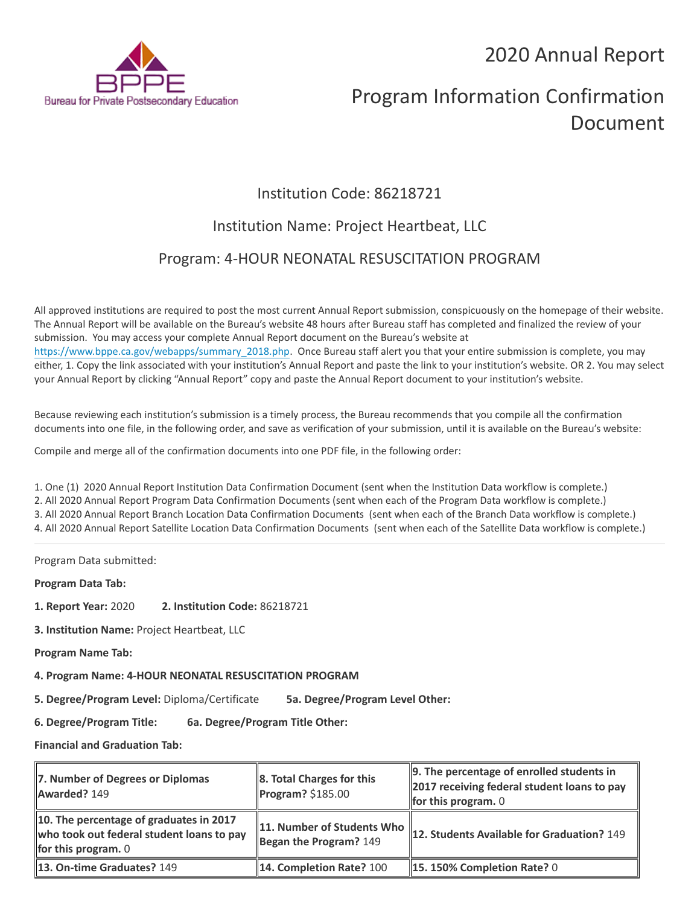# 2020 Annual Report

# Program Information Confirmation Document

## Institution Code: 86218721

## Institution Name: Project Heartbeat, LLC

## Program: 4-HOUR NEONATAL RESUSCITATION PROGRAM

All approved institutions are required to post the most current Annual Report submission, conspicuously on the homepage of their website. The Annual Report will be available on the Bureau's website 48 hours after Bureau staff has completed and finalized the review of your submission. You may access your complete Annual Report document on the Bureau's website at https://www.bppe.ca.gov/webapps/summary_2018.php. Once Bureau staff alert you that your entire submission is complete, you may either, 1. Copy the link associated with your institution's Annual Report and paste the link to your institution's website. OR 2. You may select your Annual Report by clicking "Annual Report" copy and paste the Annual Report document to your institution's website.

Because reviewing each institution's submission is a timely process, the Bureau recommends that you compile all the confirmation documents into one file, in the following order, and save as verification of your submission, until it is available on the Bureau's website:

Compile and merge all of the confirmation documents into one PDF file, in the following order:

1. One (1) 2020 Annual Report Institution Data Confirmation Document (sent when the Institution Data workflow is complete.)
2. All 2020 Annual Report Program Data Confirmation Documents (sent when each of the Program Data workflow is complete.)
3. All 2020 Annual Report Branch Location Data Confirmation Documents (sent when each of the Branch Data workflow is complete.)
4. All 2020 Annual Report Satellite Location Data Confirmation Documents (sent when each of the Satellite Data workflow is complete.)

---

Program Data submitted:

**Program Data Tab:**

**1. Report Year:** 2020 **2. Institution Code:** 86218721

**3. Institution Name:** Project Heartbeat, LLC

**Program Name Tab:**

**4. Program Name: 4-HOUR NEONATAL RESUSCITATION PROGRAM**

**5. Degree/Program Level:** Diploma/Certificate **5a. Degree/Program Level Other:**

**6. Degree/Program Title:** **6a. Degree/Program Title Other:**

**Financial and Graduation Tab:**

| | | |
|---|---|---|
| **7. Number of Degrees or Diplomas Awarded?** 149 | **8. Total Charges for this Program?** $185.00 | **9. The percentage of enrolled students in 2017 receiving federal student loans to pay for this program.** 0 |
| **10. The percentage of graduates in 2017 who took out federal student loans to pay for this program.** 0 | **11. Number of Students Who Began the Program?** 149 | **12. Students Available for Graduation?** 149 |
| **13. On-time Graduates?** 149 | **14. Completion Rate?** 100 | **15. 150% Completion Rate?** 0 |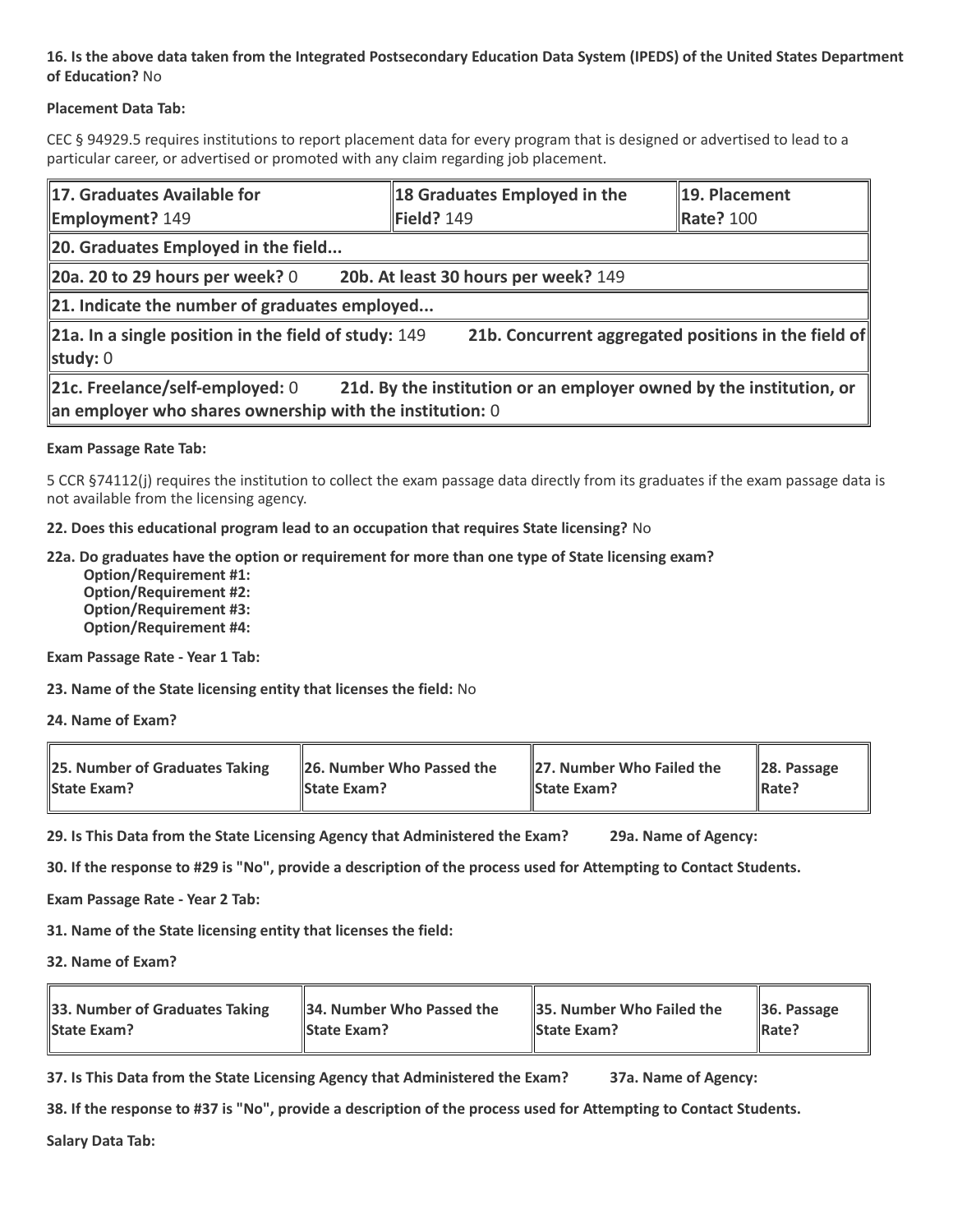**16. Is the above data taken from the Integrated Postsecondary Education Data System (IPEDS) of the United States Department of Education?** No

**Placement Data Tab:**

CEC § 94929.5 requires institutions to report placement data for every program that is designed or advertised to lead to a particular career, or advertised or promoted with any claim regarding job placement.

| **17. Graduates Available for Employment?** 149 | **18 Graduates Employed in the Field?** 149 | **19. Placement Rate?** 100 |
|---|---|---|
| **20. Graduates Employed in the field...** | | |
| **20a. 20 to 29 hours per week?** 0 | **20b. At least 30 hours per week?** 149 | |
| **21. Indicate the number of graduates employed...** | | |
| **21a. In a single position in the field of study:** 149 | **21b. Concurrent aggregated positions in the field of study:** 0 | |
| **21c. Freelance/self-employed:** 0 | **21d. By the institution or an employer owned by the institution, or an employer who shares ownership with the institution:** 0 | |

**Exam Passage Rate Tab:**

5 CCR §74112(j) requires the institution to collect the exam passage data directly from its graduates if the exam passage data is not available from the licensing agency.

**22. Does this educational program lead to an occupation that requires State licensing?** No

**22a. Do graduates have the option or requirement for more than one type of State licensing exam?**
- **Option/Requirement #1:**
- **Option/Requirement #2:**
- **Option/Requirement #3:**
- **Option/Requirement #4:**

**Exam Passage Rate - Year 1 Tab:**

**23. Name of the State licensing entity that licenses the field:** No

**24. Name of Exam?**

| **25. Number of Graduates Taking State Exam?** | **26. Number Who Passed the State Exam?** | **27. Number Who Failed the State Exam?** | **28. Passage Rate?** |
|---|---|---|---|

**29. Is This Data from the State Licensing Agency that Administered the Exam?** **29a. Name of Agency:**

**30. If the response to #29 is "No", provide a description of the process used for Attempting to Contact Students.**

**Exam Passage Rate - Year 2 Tab:**

**31. Name of the State licensing entity that licenses the field:**

**32. Name of Exam?**

| **33. Number of Graduates Taking State Exam?** | **34. Number Who Passed the State Exam?** | **35. Number Who Failed the State Exam?** | **36. Passage Rate?** |
|---|---|---|---|

**37. Is This Data from the State Licensing Agency that Administered the Exam?** **37a. Name of Agency:**

**38. If the response to #37 is "No", provide a description of the process used for Attempting to Contact Students.**

**Salary Data Tab:**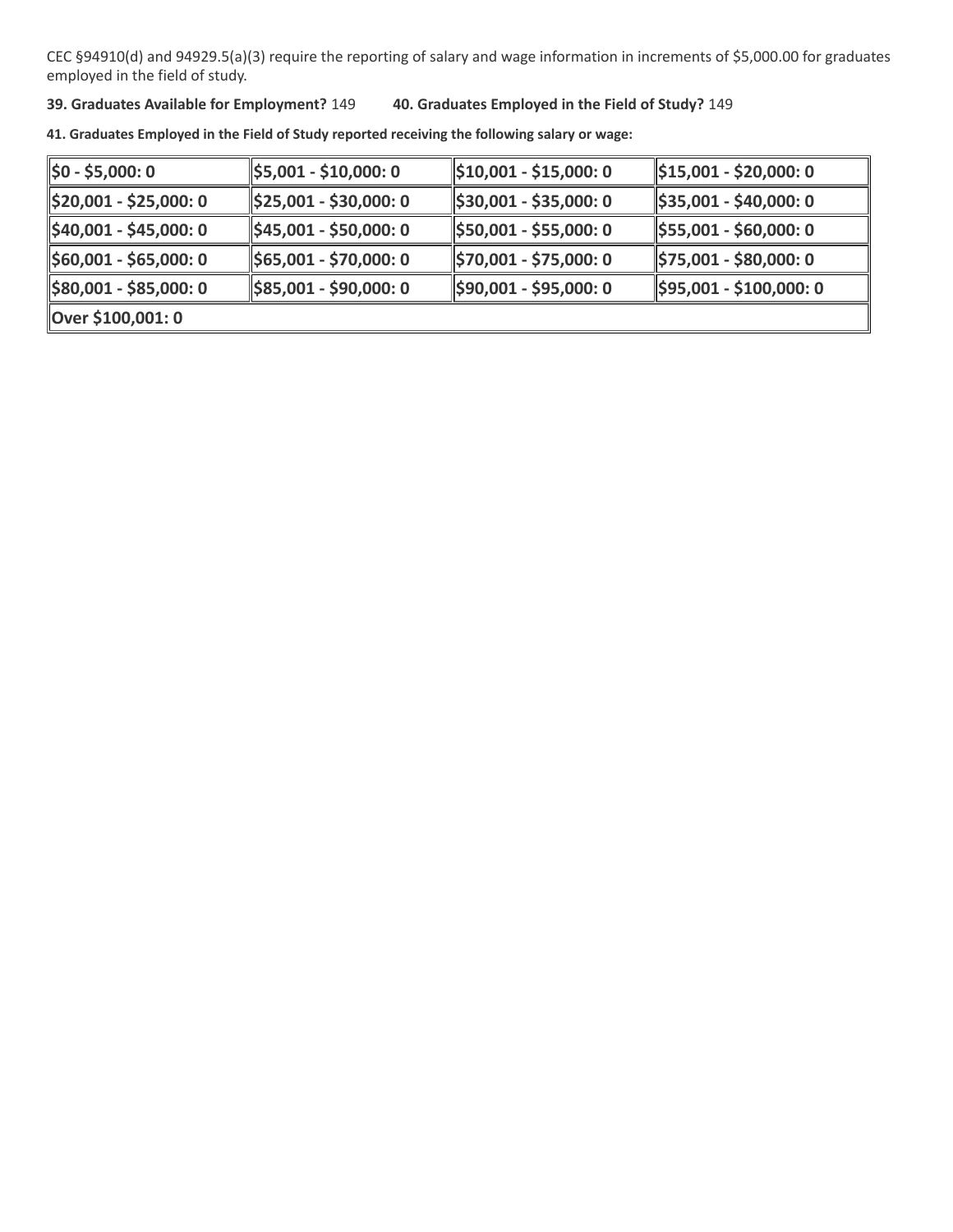CEC §94910(d) and 94929.5(a)(3) require the reporting of salary and wage information in increments of $5,000.00 for graduates employed in the field of study.

**39. Graduates Available for Employment?** 149 **40. Graduates Employed in the Field of Study?** 149

**41. Graduates Employed in the Field of Study reported receiving the following salary or wage:**

| | | | |
|---|---|---|---|
| **$0 - $5,000: 0** | **$5,001 - $10,000: 0** | **$10,001 - $15,000: 0** | **$15,001 - $20,000: 0** |
| **$20,001 - $25,000: 0** | **$25,001 - $30,000: 0** | **$30,001 - $35,000: 0** | **$35,001 - $40,000: 0** |
| **$40,001 - $45,000: 0** | **$45,001 - $50,000: 0** | **$50,001 - $55,000: 0** | **$55,001 - $60,000: 0** |
| **$60,001 - $65,000: 0** | **$65,001 - $70,000: 0** | **$70,001 - $75,000: 0** | **$75,001 - $80,000: 0** |
| **$80,001 - $85,000: 0** | **$85,001 - $90,000: 0** | **$90,001 - $95,000: 0** | **$95,001 - $100,000: 0** |
| **Over $100,001: 0** | | | |